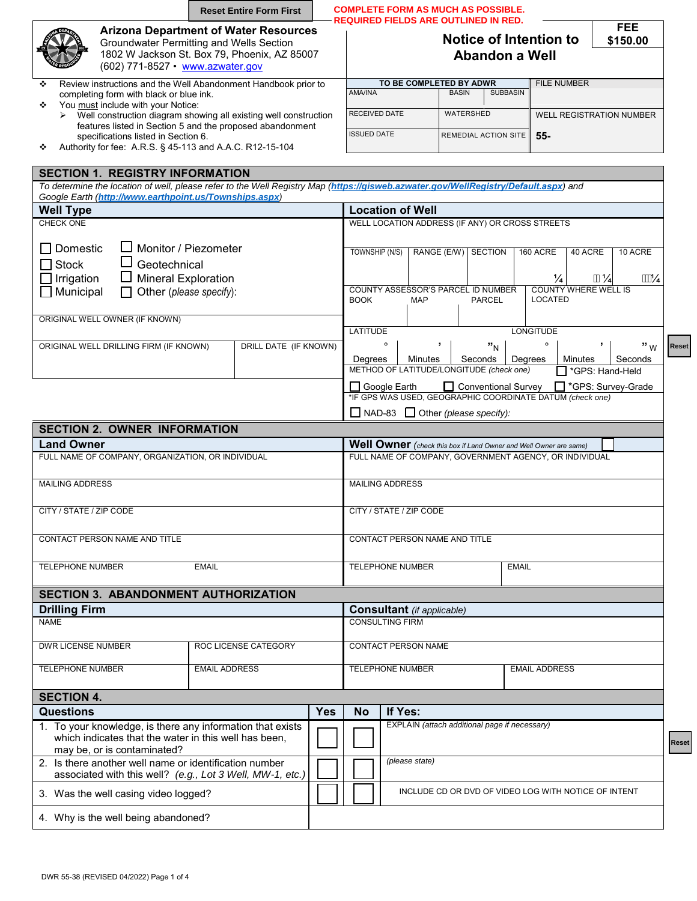Reset Entire Form First

**COMPLETE FORM AS MUCH AS POSSIBLE. REQUIRED FIELDS ARE OUTLINED IN RED.**

# Arizona Department of Water Resources

Groundwater Permitting and Wells Section
1802 W Jackson St. Box 79, Phoenix, AZ 85007
(602) 771-8527 • www.azwater.gov

## Notice of Intention to Abandon a Well

**FEE $150.00**

- Review instructions and the Well Abandonment Handbook prior to completing form with black or blue ink.
- You must include with your Notice:
  - Well construction diagram showing all existing well construction features listed in Section 5 and the proposed abandonment specifications listed in Section 6.
- Authority for fee: A.R.S. § 45-113 and A.A.C. R12-15-104

| TO BE COMPLETED BY ADWR | | | FILE NUMBER |
|---|---|---|---|
| AMA/INA | BASIN | SUBBASIN | |
| RECEIVED DATE | WATERSHED | | WELL REGISTRATION NUMBER |
| ISSUED DATE | REMEDIAL ACTION SITE | | 55- |

## SECTION 1. REGISTRY INFORMATION

*To determine the location of well, please refer to the Well Registry Map (**https://gisweb.azwater.gov/WellRegistry/Default.aspx**) and Google Earth (**http://www.earthpoint.us/Townships.aspx**)*

### Well Type

CHECK ONE

- ☐ Domestic
- ☐ Stock
- ☐ Irrigation
- ☐ Municipal
- ☐ Monitor / Piezometer
- ☐ Geotechnical
- ☐ Mineral Exploration
- ☐ Other (*please specify*):

ORIGINAL WELL OWNER (IF KNOWN)

| ORIGINAL WELL DRILLING FIRM (IF KNOWN) | DRILL DATE (IF KNOWN) |
|---|---|
| | |

### Location of Well

WELL LOCATION ADDRESS (IF ANY) OR CROSS STREETS

| TOWNSHIP (N/S) | RANGE (E/W) | SECTION | 160 ACRE | 40 ACRE | 10 ACRE |
|---|---|---|---|---|---|
| | | | ¼ | ¼ | ¼ |

| COUNTY ASSESSOR'S PARCEL ID NUMBER | | | COUNTY WHERE WELL IS LOCATED |
|---|---|---|---|
| BOOK | MAP | PARCEL | |

| LATITUDE | | | LONGITUDE | | |
|---|---|---|---|---|---|
| ° Degrees | ' Minutes | " N Seconds | ° Degrees | ' Minutes | " W Seconds |

METHOD OF LATITUDE/LONGITUDE (*check one*)

☐ *GPS: Hand-Held ☐ Google Earth ☐ Conventional Survey ☐ *GPS: Survey-Grade

*IF GPS WAS USED, GEOGRAPHIC COORDINATE DATUM (*check one*)

☐ NAD-83 ☐ Other (*please specify*):

## SECTION 2. OWNER INFORMATION

| Land Owner | Well Owner (*check this box if Land Owner and Well Owner are same*) ☐ |
|---|---|
| FULL NAME OF COMPANY, ORGANIZATION, OR INDIVIDUAL | FULL NAME OF COMPANY, GOVERNMENT AGENCY, OR INDIVIDUAL |
| MAILING ADDRESS | MAILING ADDRESS |
| CITY / STATE / ZIP CODE | CITY / STATE / ZIP CODE |
| CONTACT PERSON NAME AND TITLE | CONTACT PERSON NAME AND TITLE |
| TELEPHONE NUMBER / EMAIL | TELEPHONE NUMBER / EMAIL |

## SECTION 3. ABANDONMENT AUTHORIZATION

| Drilling Firm | | Consultant (*if applicable*) | |
|---|---|---|---|
| NAME | | CONSULTING FIRM | |
| DWR LICENSE NUMBER | ROC LICENSE CATEGORY | CONTACT PERSON NAME | |
| TELEPHONE NUMBER | EMAIL ADDRESS | TELEPHONE NUMBER | EMAIL ADDRESS |

## SECTION 4.

| Questions | Yes | No | If Yes: |
|---|---|---|---|
| 1. To your knowledge, is there any information that exists which indicates that the water in this well has been, may be, or is contaminated? | ☐ | ☐ | EXPLAIN (*attach additional page if necessary*) |
| 2. Is there another well name or identification number associated with this well? (*e.g., Lot 3 Well, MW-1, etc.*) | ☐ | ☐ | (*please state*) |
| 3. Was the well casing video logged? | ☐ | ☐ | INCLUDE CD OR DVD OF VIDEO LOG WITH NOTICE OF INTENT |
| 4. Why is the well being abandoned? | | | |

DWR 55-38 (REVISED 04/2022)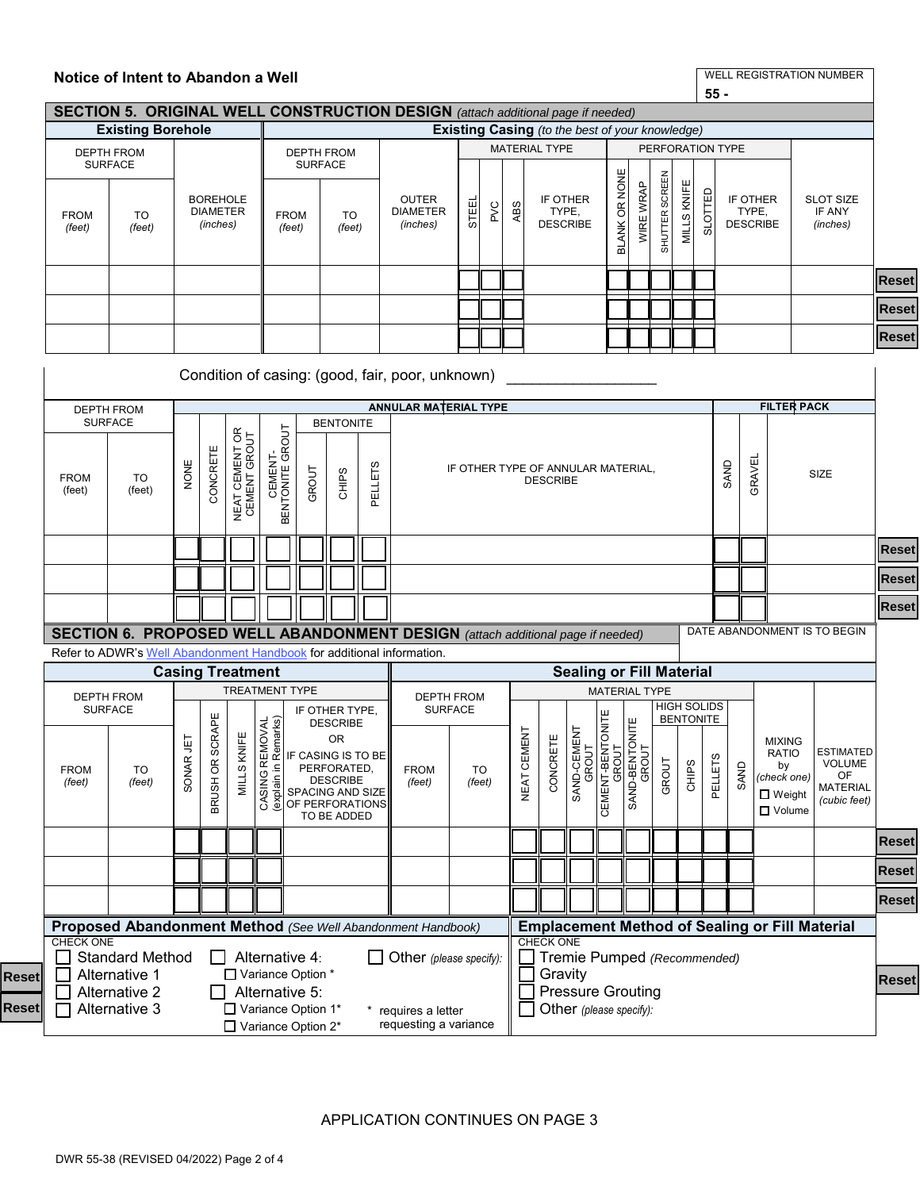**Notice of Intent to Abandon a Well**

WELL REGISTRATION NUMBER
55 -

## SECTION 5. ORIGINAL WELL CONSTRUCTION DESIGN *(attach additional page if needed)*

| Existing Borehole | | | Existing Casing *(to the best of your knowledge)* | | | | | | | | | | | | | |
|---|---|---|---|---|---|---|---|---|---|---|---|---|---|---|---|---|
| DEPTH FROM SURFACE | | BOREHOLE DIAMETER *(inches)* | DEPTH FROM SURFACE | | OUTER DIAMETER *(inches)* | MATERIAL TYPE | | | | PERFORATION TYPE | | | | | | SLOT SIZE IF ANY *(inches)* |
| FROM *(feet)* | TO *(feet)* | | FROM *(feet)* | TO *(feet)* | | STEEL | PVC | ABS | IF OTHER TYPE, DESCRIBE | BLANK OR NONE | WIRE WRAP | SHUTTER SCREEN | MILLS KNIFE | SLOTTED | IF OTHER TYPE, DESCRIBE | |
| | | | | | | | | | | | | | | | | |
| | | | | | | | | | | | | | | | | |
| | | | | | | | | | | | | | | | | |

Condition of casing: (good, fair, poor, unknown) ___________________

| DEPTH FROM SURFACE | | ANNULAR MATERIAL TYPE | | | | | | | | FILTER PACK | | |
|---|---|---|---|---|---|---|---|---|---|---|---|---|
| | | | | | | BENTONITE | | | | | | |
| FROM (feet) | TO (feet) | NONE | CONCRETE | NEAT CEMENT OR CEMENT GROUT | CEMENT-BENTONITE GROUT | GROUT | CHIPS | PELLETS | IF OTHER TYPE OF ANNULAR MATERIAL, DESCRIBE | SAND | GRAVEL | SIZE |
| | | | | | | | | | | | | |
| | | | | | | | | | | | | |
| | | | | | | | | | | | | |

## SECTION 6. PROPOSED WELL ABANDONMENT DESIGN *(attach additional page if needed)*

DATE ABANDONMENT IS TO BEGIN

Refer to ADWR's Well Abandonment Handbook for additional information.

| Casing Treatment | | | | | | | Sealing or Fill Material | | | | | | | | | | | | | |
|---|---|---|---|---|---|---|---|---|---|---|---|---|---|---|---|---|---|---|---|---|
| DEPTH FROM SURFACE | | TREATMENT TYPE | | | | | DEPTH FROM SURFACE | | MATERIAL TYPE | | | | | | | | | MIXING RATIO by *(check one)* ☐ Weight ☐ Volume | ESTIMATED VOLUME OF MATERIAL *(cubic feet)* |
| | | | | | | | | | | | | | | HIGH SOLIDS BENTONITE | | | | | |
| FROM *(feet)* | TO *(feet)* | SONAR JET | BRUSH OR SCRAPE | MILLS KNIFE | CASING REMOVAL (explain in Remarks) | IF OTHER TYPE, DESCRIBE OR IF CASING IS TO BE PERFORATED, DESCRIBE SPACING AND SIZE OF PERFORATIONS TO BE ADDED | FROM *(feet)* | TO *(feet)* | NEAT CEMENT | CONCRETE | SAND-CEMENT GROUT | CEMENT-BENTONITE GROUT | SAND-BENTONITE GROUT | GROUT | CHIPS | PELLETS | SAND | | |
| | | | | | | | | | | | | | | | | | | | |
| | | | | | | | | | | | | | | | | | | | |
| | | | | | | | | | | | | | | | | | | | |

**Proposed Abandonment Method** *(See Well Abandonment Handbook)*

CHECK ONE

- ☐ Standard Method
- ☐ Alternative 1
- ☐ Alternative 2
- ☐ Alternative 3
- ☐ Alternative 4:
  - ☐ Variance Option *
- ☐ Alternative 5:
  - ☐ Variance Option 1*
  - ☐ Variance Option 2*
- ☐ Other *(please specify)*:

\* requires a letter requesting a variance

**Emplacement Method of Sealing or Fill Material**

CHECK ONE

- ☐ Tremie Pumped *(Recommended)*
- ☐ Gravity
- ☐ Pressure Grouting
- ☐ Other *(please specify)*:

APPLICATION CONTINUES ON PAGE 3

DWR 55-38 (REVISED 04/2022)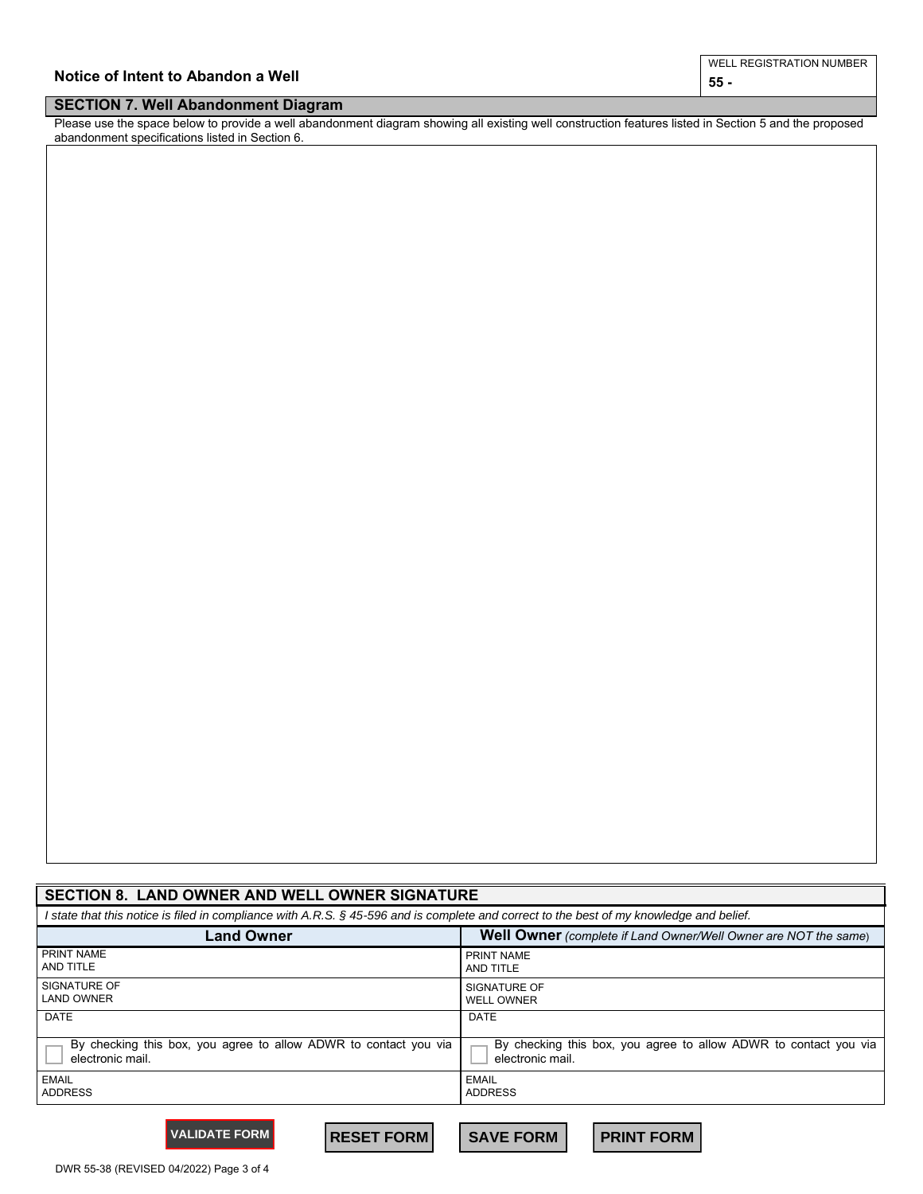**Notice of Intent to Abandon a Well**

| WELL REGISTRATION NUMBER |
| --- |
| 55 - |

## SECTION 7. Well Abandonment Diagram

Please use the space below to provide a well abandonment diagram showing all existing well construction features listed in Section 5 and the proposed abandonment specifications listed in Section 6.

## SECTION 8. LAND OWNER AND WELL OWNER SIGNATURE

*I state that this notice is filed in compliance with A.R.S. § 45-596 and is complete and correct to the best of my knowledge and belief.*

| **Land Owner** | **Well Owner** *(complete if Land Owner/Well Owner are NOT the same)* |
| --- | --- |
| PRINT NAME AND TITLE | PRINT NAME AND TITLE |
| SIGNATURE OF LAND OWNER | SIGNATURE OF WELL OWNER |
| DATE | DATE |
| ☐ By checking this box, you agree to allow ADWR to contact you via electronic mail. | ☐ By checking this box, you agree to allow ADWR to contact you via electronic mail. |
| EMAIL ADDRESS | EMAIL ADDRESS |

VALIDATE FORM RESET FORM SAVE FORM PRINT FORM

DWR 55-38 (REVISED 04/2022)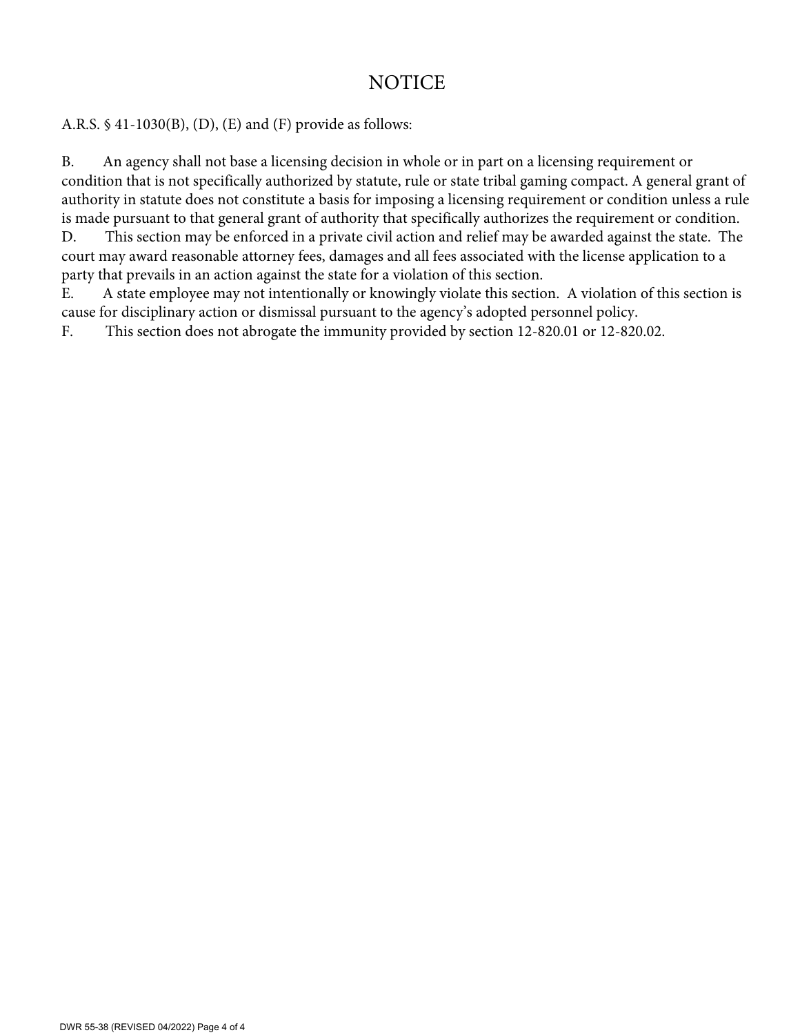# NOTICE

A.R.S. § 41-1030(B), (D), (E) and (F) provide as follows:

B. An agency shall not base a licensing decision in whole or in part on a licensing requirement or condition that is not specifically authorized by statute, rule or state tribal gaming compact. A general grant of authority in statute does not constitute a basis for imposing a licensing requirement or condition unless a rule is made pursuant to that general grant of authority that specifically authorizes the requirement or condition.

D. This section may be enforced in a private civil action and relief may be awarded against the state. The court may award reasonable attorney fees, damages and all fees associated with the license application to a party that prevails in an action against the state for a violation of this section.

E. A state employee may not intentionally or knowingly violate this section. A violation of this section is cause for disciplinary action or dismissal pursuant to the agency's adopted personnel policy.

F. This section does not abrogate the immunity provided by section 12-820.01 or 12-820.02.

DWR 55-38 (REVISED 04/2022)